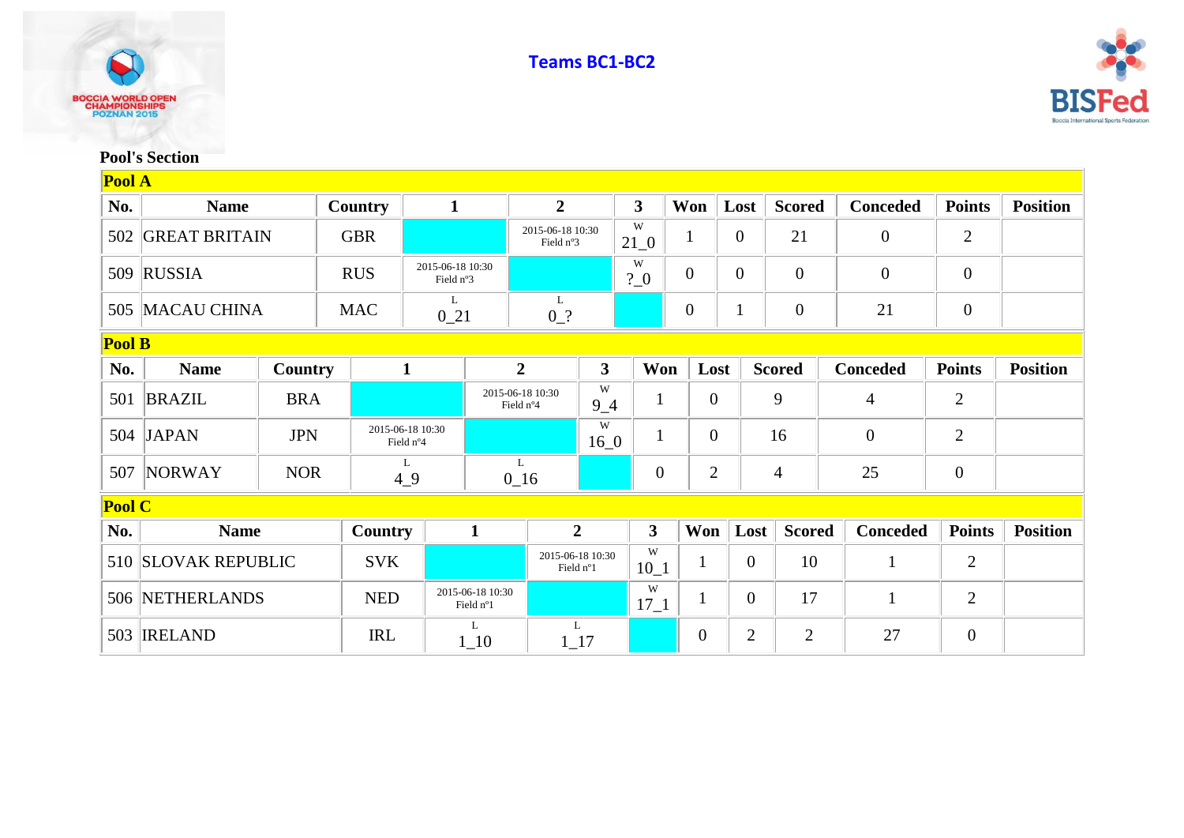## Teams BC1-BC2

### Pool's Section

**Pool A**

| No. | Name | Country | 1 | 2 | 3 | Won | Lost | Scored | Conceded | Points | Position |
|---|---|---|---|---|---|---|---|---|---|---|---|
| 502 | GREAT BRITAIN | GBR | | 2015-06-18 10:30 Field n°3 | W 21_0 | 1 | 0 | 21 | 0 | 2 | |
| 509 | RUSSIA | RUS | 2015-06-18 10:30 Field n°3 | | W ?_0 | 0 | 0 | 0 | 0 | 0 | |
| 505 | MACAU CHINA | MAC | L 0_21 | L 0_? | | 0 | 1 | 0 | 21 | 0 | |

**Pool B**

| No. | Name | Country | 1 | 2 | 3 | Won | Lost | Scored | Conceded | Points | Position |
|---|---|---|---|---|---|---|---|---|---|---|---|
| 501 | BRAZIL | BRA | | 2015-06-18 10:30 Field n°4 | W 9_4 | 1 | 0 | 9 | 4 | 2 | |
| 504 | JAPAN | JPN | 2015-06-18 10:30 Field n°4 | | W 16_0 | 1 | 0 | 16 | 0 | 2 | |
| 507 | NORWAY | NOR | L 4_9 | L 0_16 | | 0 | 2 | 4 | 25 | 0 | |

**Pool C**

| No. | Name | Country | 1 | 2 | 3 | Won | Lost | Scored | Conceded | Points | Position |
|---|---|---|---|---|---|---|---|---|---|---|---|
| 510 | SLOVAK REPUBLIC | SVK | | 2015-06-18 10:30 Field n°1 | W 10_1 | 1 | 0 | 10 | 1 | 2 | |
| 506 | NETHERLANDS | NED | 2015-06-18 10:30 Field n°1 | | W 17_1 | 1 | 0 | 17 | 1 | 2 | |
| 503 | IRELAND | IRL | L 1_10 | L 1_17 | | 0 | 2 | 2 | 27 | 0 | |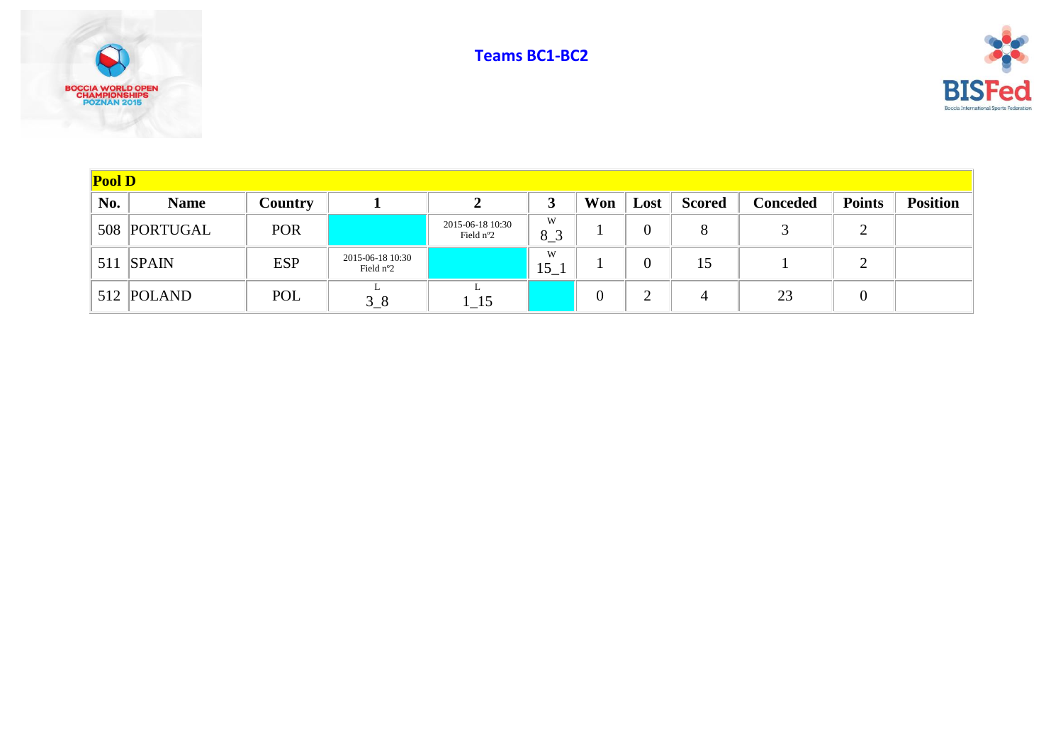# Teams BC1-BC2

| Pool D | | | | | | | | | | | |
|---|---|---|---|---|---|---|---|---|---|---|---|
| No. | Name | Country | 1 | 2 | 3 | Won | Lost | Scored | Conceded | Points | Position |
| 508 | PORTUGAL | POR | | 2015-06-18 10:30 Field nº2 | W 8_3 | 1 | 0 | 8 | 3 | 2 | |
| 511 | SPAIN | ESP | 2015-06-18 10:30 Field nº2 | | W 15_1 | 1 | 0 | 15 | 1 | 2 | |
| 512 | POLAND | POL | L 3_8 | L 1_15 | | 0 | 2 | 4 | 23 | 0 | |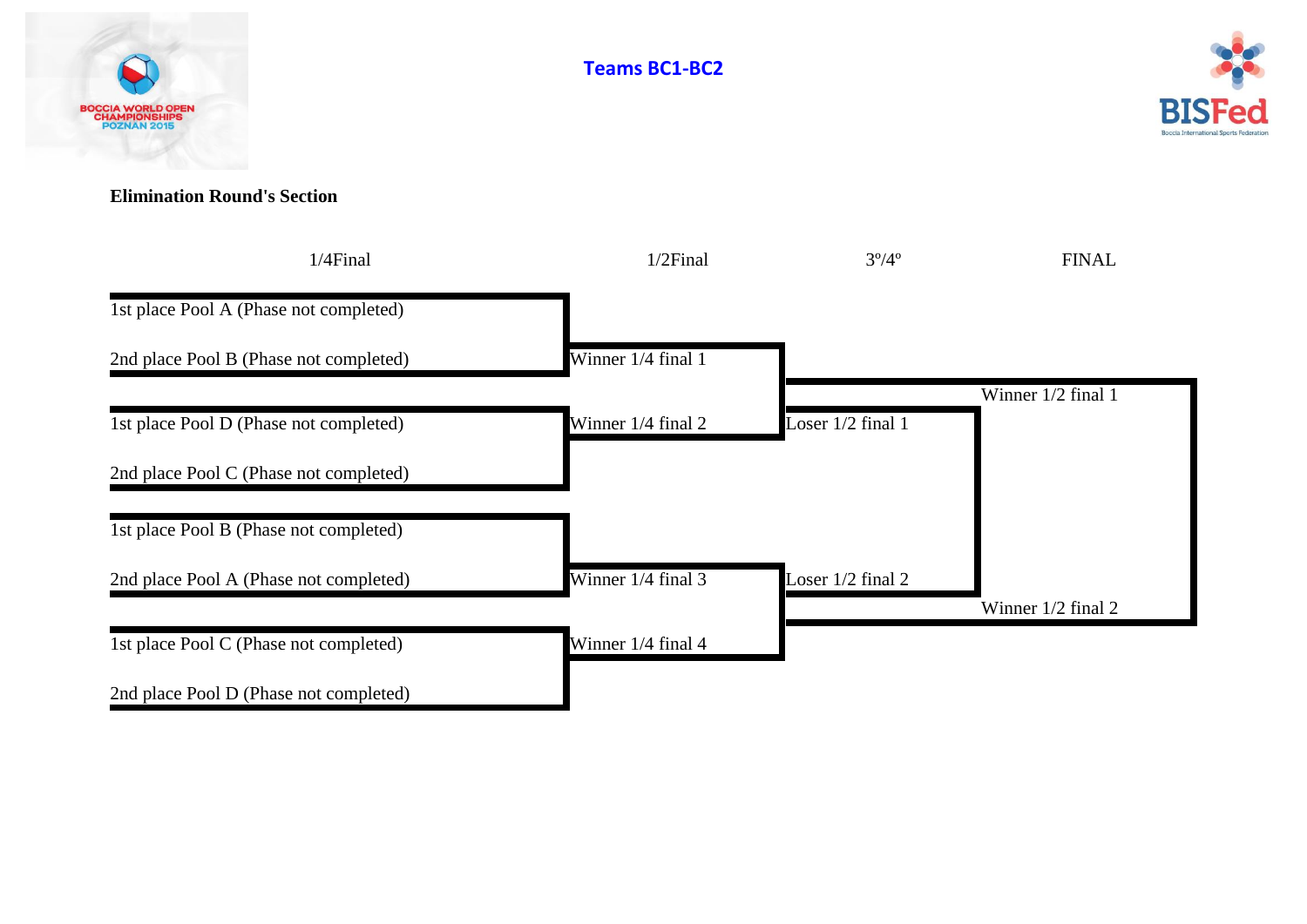**Teams BC1-BC2**

**Elimination Round's Section**

1/4Final

1st place Pool A (Phase not completed)

2nd place Pool B (Phase not completed)

1st place Pool D (Phase not completed)

2nd place Pool C (Phase not completed)

1st place Pool B (Phase not completed)

2nd place Pool A (Phase not completed)

1st place Pool C (Phase not completed)

2nd place Pool D (Phase not completed)

1/2Final

Winner 1/4 final 1

Winner 1/4 final 2

Winner 1/4 final 3

Winner 1/4 final 4

3º/4º

Loser 1/2 final 1

Loser 1/2 final 2

FINAL

Winner 1/2 final 1

Winner 1/2 final 2